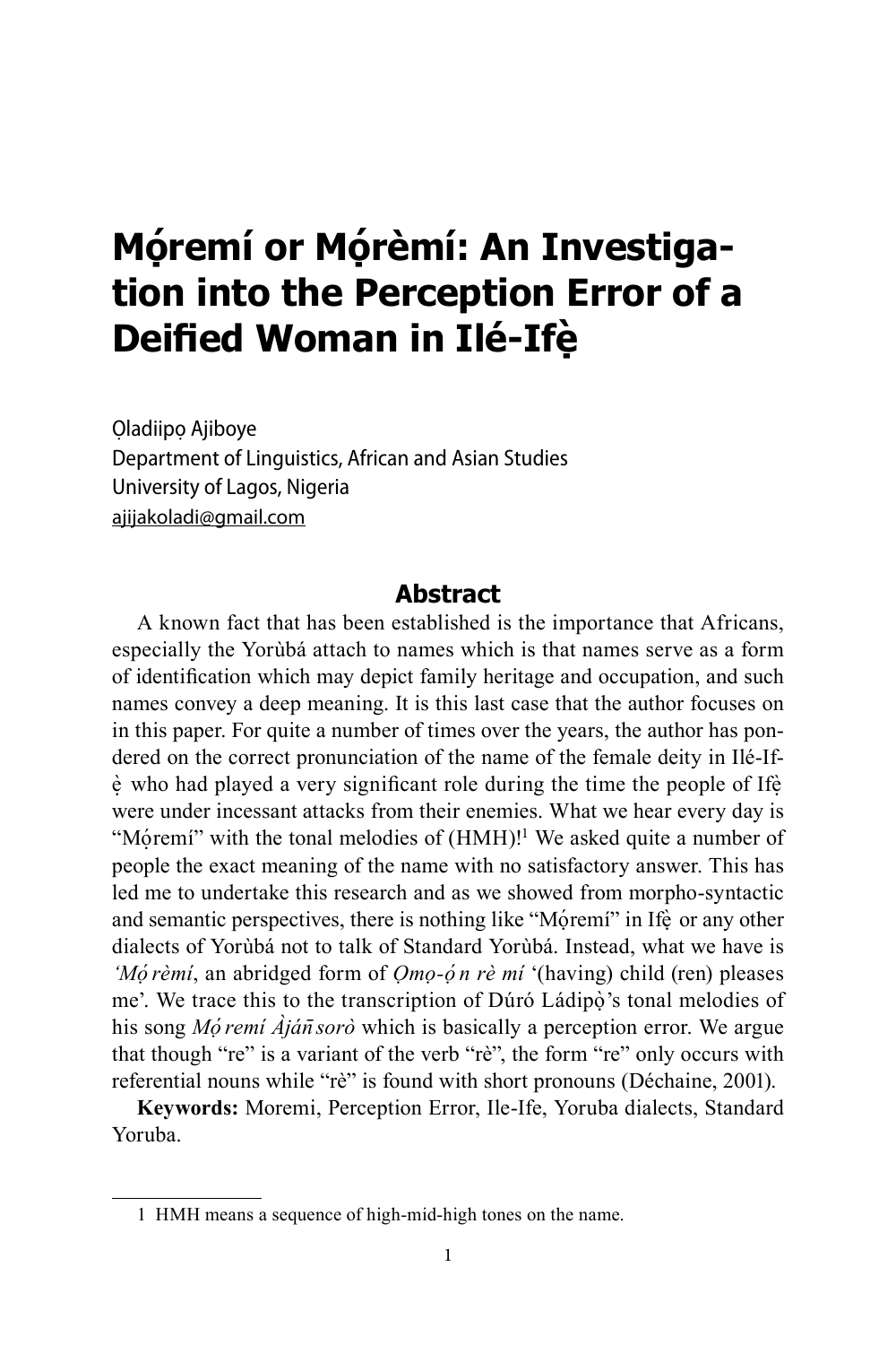# Mọ́remí or Mọ́rèmí: An Investigation into the Perception Error of a Deified Woman in Ilé-Ifẹ̀

Ọladiipọ Ajiboye
Department of Linguistics, African and Asian Studies
University of Lagos, Nigeria
ajijakoladi@gmail.com

## Abstract

A known fact that has been established is the importance that Africans, especially the Yorùbá attach to names which is that names serve as a form of identification which may depict family heritage and occupation, and such names convey a deep meaning. It is this last case that the author focuses on in this paper. For quite a number of times over the years, the author has pondered on the correct pronunciation of the name of the female deity in Ilé-Ifẹ̀ who had played a very significant role during the time the people of Ifẹ̀ were under incessant attacks from their enemies. What we hear every day is "Mọ́remí" with the tonal melodies of (HMH)![1] We asked quite a number of people the exact meaning of the name with no satisfactory answer. This has led me to undertake this research and as we showed from morpho-syntactic and semantic perspectives, there is nothing like "Mọ́remí" in Ifẹ̀ or any other dialects of Yorùbá not to talk of Standard Yorùbá. Instead, what we have is *'Mọ́rèmí*, an abridged form of *Ọmọ-ọ́n rè mí* '(having) child (ren) pleases me'. We trace this to the transcription of Dúró Ládipọ̀'s tonal melodies of his song *Mọ́remí Àjàǹsorò* which is basically a perception error. We argue that though "re" is a variant of the verb "rè", the form "re" only occurs with referential nouns while "rè" is found with short pronouns (Déchaine, 2001).

**Keywords:** Moremi, Perception Error, Ile-Ife, Yoruba dialects, Standard Yoruba.

---

1 HMH means a sequence of high-mid-high tones on the name.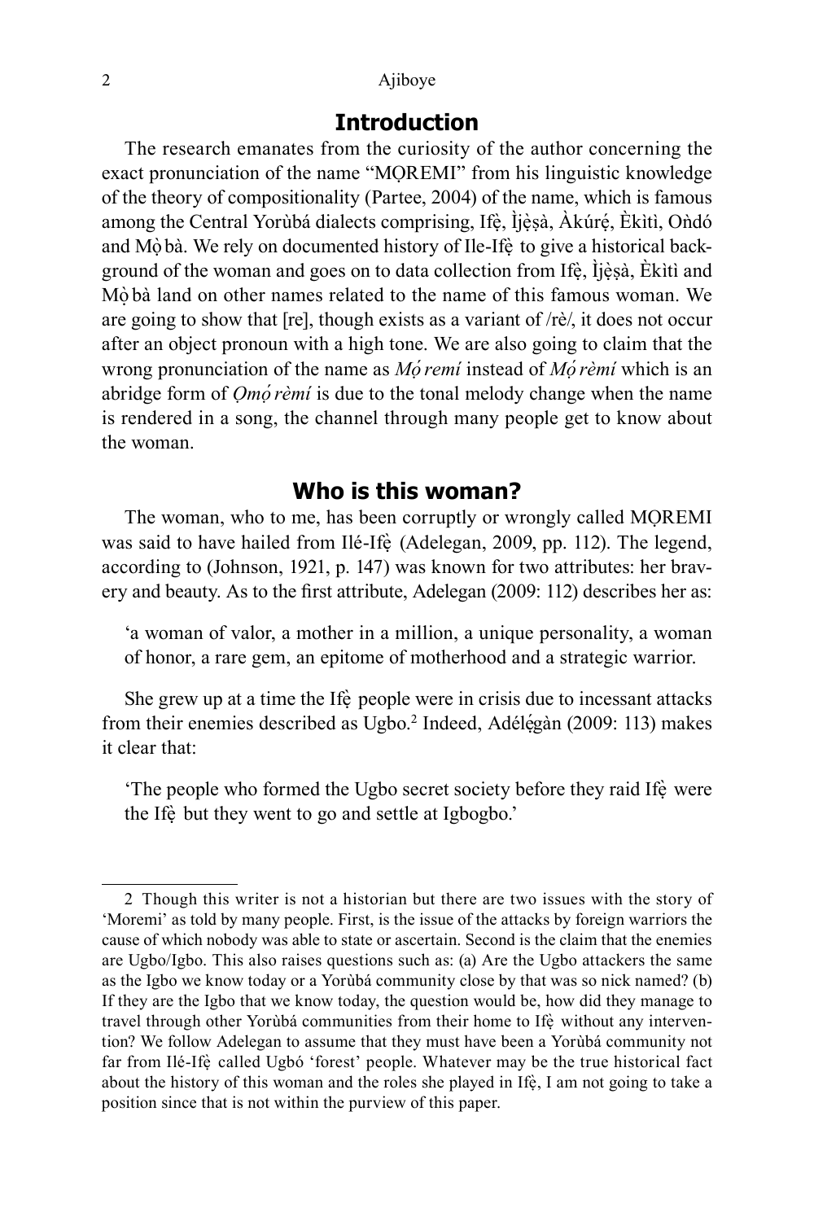## Introduction

The research emanates from the curiosity of the author concerning the exact pronunciation of the name "MỌREMI" from his linguistic knowledge of the theory of compositionality (Partee, 2004) of the name, which is famous among the Central Yorùbá dialects comprising, Ifẹ̀, Ìjẹ̀ṣà, Àkúrẹ́, Èkìtì, Oǹdó and Mọ̀bà. We rely on documented history of Ile-Ifẹ̀ to give a historical background of the woman and goes on to data collection from Ifẹ̀, Ìjẹ̀ṣà, Èkìtì and Mọ̀bà land on other names related to the name of this famous woman. We are going to show that [re], though exists as a variant of /rè/, it does not occur after an object pronoun with a high tone. We are also going to claim that the wrong pronunciation of the name as *Mọ́remí* instead of *Mọ́rèmí* which is an abridge form of *Ọmọ́rèmí* is due to the tonal melody change when the name is rendered in a song, the channel through many people get to know about the woman.

## Who is this woman?

The woman, who to me, has been corruptly or wrongly called MỌREMI was said to have hailed from Ilé-Ifẹ̀ (Adelegan, 2009, pp. 112). The legend, according to (Johnson, 1921, p. 147) was known for two attributes: her bravery and beauty. As to the first attribute, Adelegan (2009: 112) describes her as:

> 'a woman of valor, a mother in a million, a unique personality, a woman of honor, a rare gem, an epitome of motherhood and a strategic warrior.

She grew up at a time the Ifẹ̀ people were in crisis due to incessant attacks from their enemies described as Ugbo.[2] Indeed, Adélẹ́gàn (2009: 113) makes it clear that:

> 'The people who formed the Ugbo secret society before they raid Ifẹ̀ were the Ifẹ̀ but they went to go and settle at Igbogbo.'

---

2 Though this writer is not a historian but there are two issues with the story of 'Moremi' as told by many people. First, is the issue of the attacks by foreign warriors the cause of which nobody was able to state or ascertain. Second is the claim that the enemies are Ugbo/Igbo. This also raises questions such as: (a) Are the Ugbo attackers the same as the Igbo we know today or a Yorùbá community close by that was so nick named? (b) If they are the Igbo that we know today, the question would be, how did they manage to travel through other Yorùbá communities from their home to Ifẹ̀ without any intervention? We follow Adelegan to assume that they must have been a Yorùbá community not far from Ilé-Ifẹ̀ called Ugbó 'forest' people. Whatever may be the true historical fact about the history of this woman and the roles she played in Ifẹ̀, I am not going to take a position since that is not within the purview of this paper.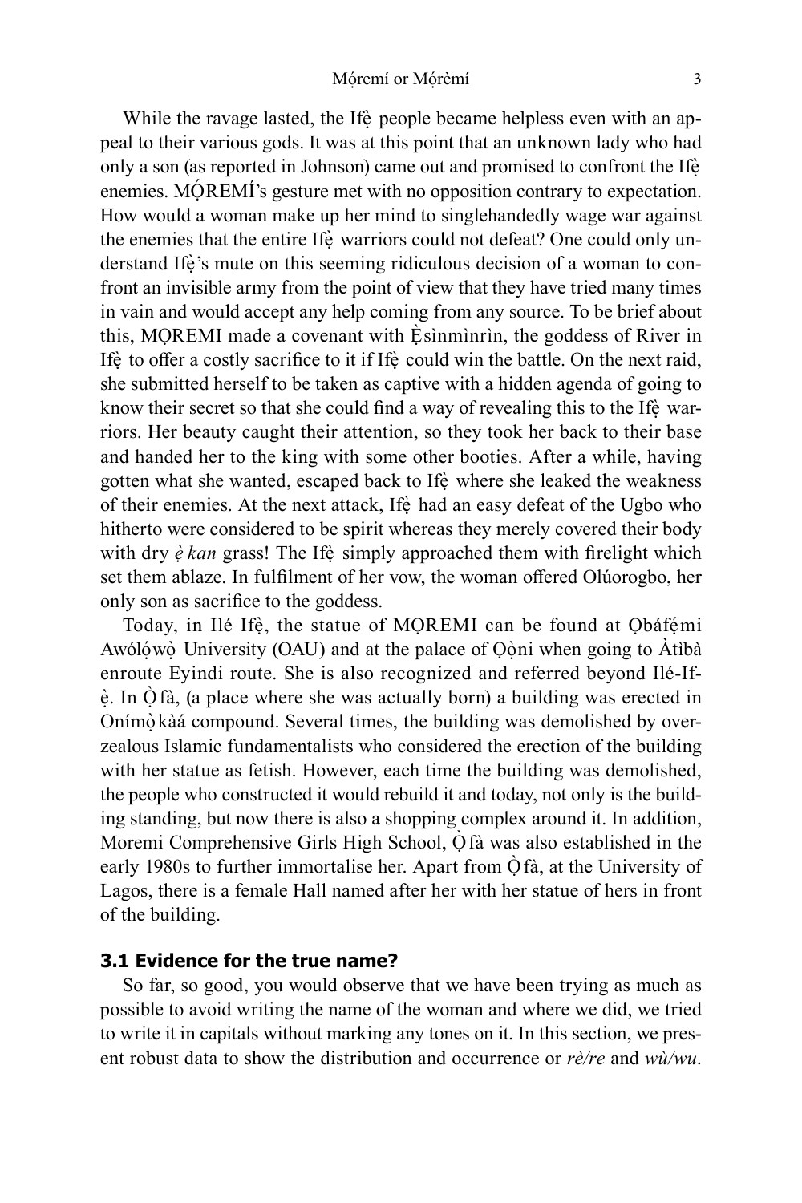While the ravage lasted, the Ifẹ̀ people became helpless even with an appeal to their various gods. It was at this point that an unknown lady who had only a son (as reported in Johnson) came out and promised to confront the Ifẹ̀ enemies. MỌ́REMÍ's gesture met with no opposition contrary to expectation. How would a woman make up her mind to singlehandedly wage war against the enemies that the entire Ifẹ̀ warriors could not defeat? One could only understand Ifẹ̀'s mute on this seeming ridiculous decision of a woman to confront an invisible army from the point of view that they have tried many times in vain and would accept any help coming from any source. To be brief about this, MỌREMI made a covenant with Ẹ̀sìnmìnrìn, the goddess of River in Ifẹ̀ to offer a costly sacrifice to it if Ifẹ̀ could win the battle. On the next raid, she submitted herself to be taken as captive with a hidden agenda of going to know their secret so that she could find a way of revealing this to the Ifẹ̀ warriors. Her beauty caught their attention, so they took her back to their base and handed her to the king with some other booties. After a while, having gotten what she wanted, escaped back to Ifẹ̀ where she leaked the weakness of their enemies. At the next attack, Ifẹ̀ had an easy defeat of the Ugbo who hitherto were considered to be spirit whereas they merely covered their body with dry *ẹ̀kan* grass! The Ifẹ̀ simply approached them with firelight which set them ablaze. In fulfilment of her vow, the woman offered Olúorogbo, her only son as sacrifice to the goddess.

Today, in Ilé Ifẹ̀, the statue of MỌREMI can be found at Ọbáfẹ́mi Awólọ́wọ̀ University (OAU) and at the palace of Ọ̀ọ̀ni when going to Àtìbà enroute Eyindi route. She is also recognized and referred beyond Ilé-Ifẹ̀. In Ọ̀fà, (a place where she was actually born) a building was erected in Onímọ̀kàá compound. Several times, the building was demolished by overzealous Islamic fundamentalists who considered the erection of the building with her statue as fetish. However, each time the building was demolished, the people who constructed it would rebuild it and today, not only is the building standing, but now there is also a shopping complex around it. In addition, Moremi Comprehensive Girls High School, Ọ̀fà was also established in the early 1980s to further immortalise her. Apart from Ọ̀fà, at the University of Lagos, there is a female Hall named after her with her statue of hers in front of the building.

### 3.1 Evidence for the true name?

So far, so good, you would observe that we have been trying as much as possible to avoid writing the name of the woman and where we did, we tried to write it in capitals without marking any tones on it. In this section, we present robust data to show the distribution and occurrence or *rè/re* and *wù/wu*.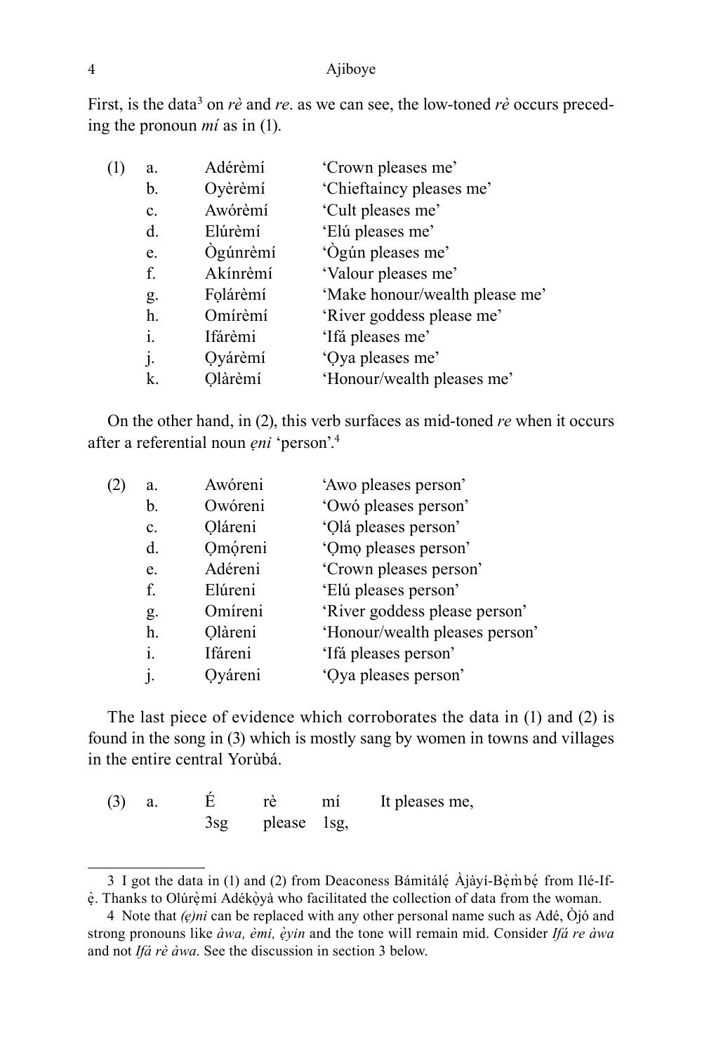First, is the data[3] on *rè* and *re*. as we can see, the low-toned *rè* occurs preceding the pronoun *mí* as in (1).

(1)
- a. Adérèmí 'Crown pleases me'
- b. Oyèrèmí 'Chieftaincy pleases me'
- c. Awórèmí 'Cult pleases me'
- d. Elúrèmí 'Elú pleases me'
- e. Ògúnrèmí 'Ògún pleases me'
- f. Akínrèmí 'Valour pleases me'
- g. Fọlárèmí 'Make honour/wealth please me'
- h. Omírèmí 'River goddess please me'
- i. Ifárèmi 'Ifá pleases me'
- j. Ọyárèmí 'Ọya pleases me'
- k. Ọlàrèmí 'Honour/wealth pleases me'

On the other hand, in (2), this verb surfaces as mid-toned *re* when it occurs after a referential noun *ẹni* 'person'.[4]

(2)
- a. Awóreni 'Awo pleases person'
- b. Owóreni 'Owó pleases person'
- c. Ọláreni 'Ọlá pleases person'
- d. Ọmọ́reni 'Ọmọ pleases person'
- e. Adéreni 'Crown pleases person'
- f. Elúreni 'Elú pleases person'
- g. Omíreni 'River goddess please person'
- h. Ọlàreni 'Honour/wealth pleases person'
- i. Ifáreni 'Ifá pleases person'
- j. Ọyáreni 'Ọya pleases person'

The last piece of evidence which corroborates the data in (1) and (2) is found in the song in (3) which is mostly sang by women in towns and villages in the entire central Yorùbá.

(3)
a. É rè mí — It pleases me,
   3sg please 1sg,

---

[3] I got the data in (1) and (2) from Deaconess Bámitálẹ́ Àjàyí-Bẹ̀m̀bẹ́ from Ilé-Ifẹ̀. Thanks to Olúrẹ̀mí Adékọ̀yà who facilitated the collection of data from the woman.

[4] Note that *(ẹ)ni* can be replaced with any other personal name such as Adé, Òjó and strong pronouns like *àwa, èmi, ẹ̀yin* and the tone will remain mid. Consider *Ifá re àwa* and not *Ifá rè àwa*. See the discussion in section 3 below.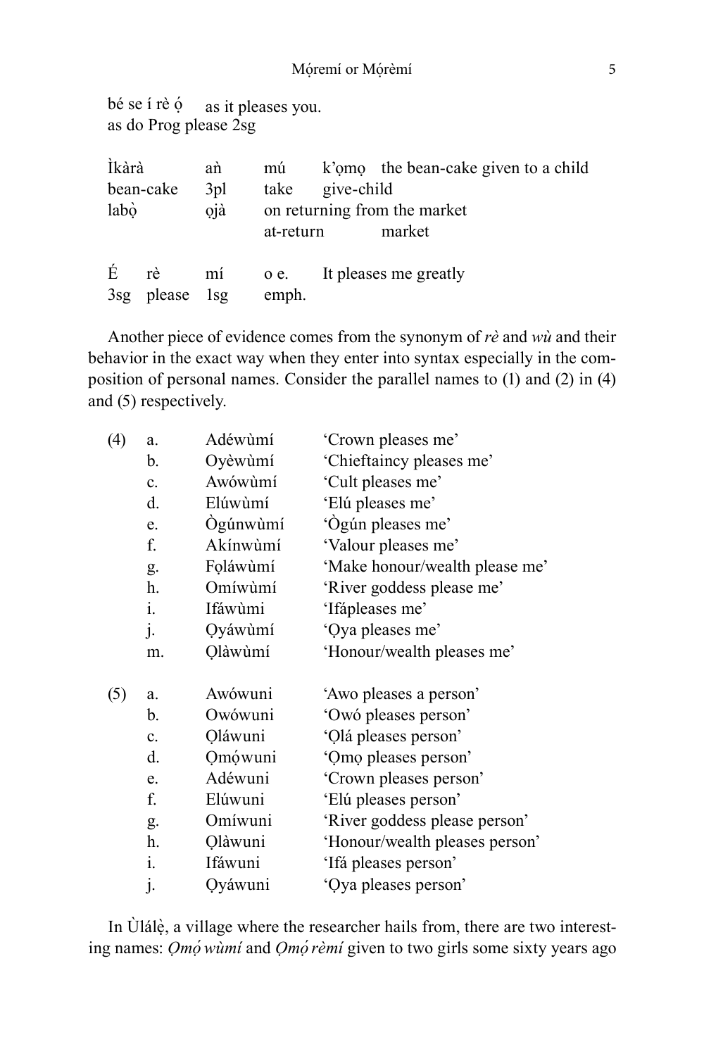bé se í rè ọ́ as it pleases you.
as do Prog please 2sg

Ìkàrà aǹ mú k'ọmọ the bean-cake given to a child
bean-cake 3pl take give-child
labọ̀ ọjà on returning from the market
at-return market

É rè mí o e. It pleases me greatly
3sg please 1sg emph.

Another piece of evidence comes from the synonym of *rè* and *wù* and their behavior in the exact way when they enter into syntax especially in the composition of personal names. Consider the parallel names to (1) and (2) in (4) and (5) respectively.

| | | | |
|---|---|---|---|
| (4) | a. | Adéwùmí | 'Crown pleases me' |
| | b. | Oyèwùmí | 'Chieftaincy pleases me' |
| | c. | Awówùmí | 'Cult pleases me' |
| | d. | Elúwùmí | 'Elú pleases me' |
| | e. | Ògúnwùmí | 'Ògún pleases me' |
| | f. | Akínwùmí | 'Valour pleases me' |
| | g. | Fọláwùmí | 'Make honour/wealth please me' |
| | h. | Omíwùmí | 'River goddess please me' |
| | i. | Ifáwùmi | 'Ifápleases me' |
| | j. | Ọyáwùmí | 'Ọya pleases me' |
| | m. | Ọlàwùmí | 'Honour/wealth pleases me' |
| (5) | a. | Awówuni | 'Awo pleases a person' |
| | b. | Owówuni | 'Owó pleases person' |
| | c. | Ọláwuni | 'Ọlá pleases person' |
| | d. | Ọmọ́wuni | 'Ọmọ pleases person' |
| | e. | Adéwuni | 'Crown pleases person' |
| | f. | Elúwuni | 'Elú pleases person' |
| | g. | Omíwuni | 'River goddess please person' |
| | h. | Ọlàwuni | 'Honour/wealth pleases person' |
| | i. | Ifáwuni | 'Ifá pleases person' |
| | j. | Ọyáwuni | 'Ọya pleases person' |

In Ùlálẹ̀, a village where the researcher hails from, there are two interesting names: *Ọmọ́ wùmí* and *Ọmọ́ rèmí* given to two girls some sixty years ago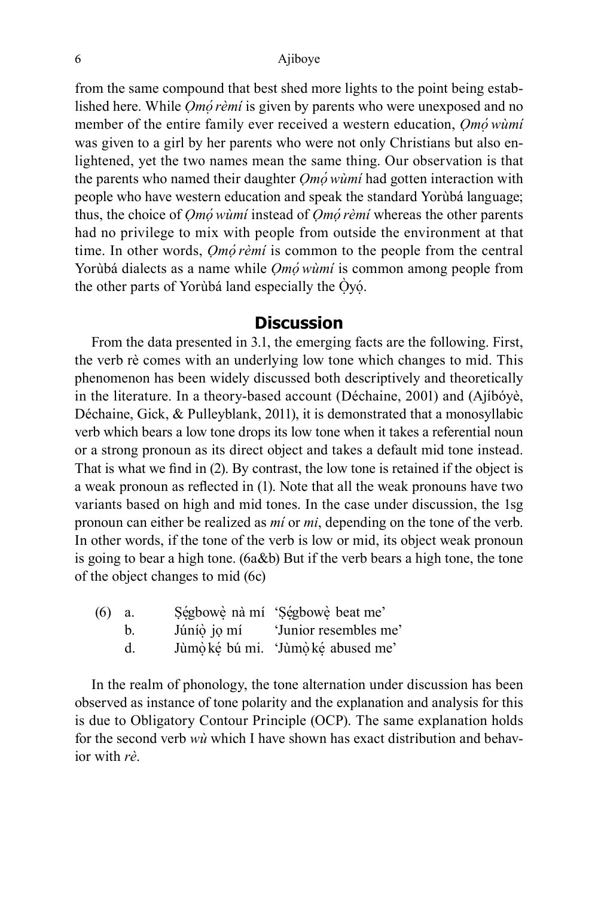from the same compound that best shed more lights to the point being established here. While *Ọmọ́ rèmí* is given by parents who were unexposed and no member of the entire family ever received a western education, *Ọmọ́ wùmí* was given to a girl by her parents who were not only Christians but also enlightened, yet the two names mean the same thing. Our observation is that the parents who named their daughter *Ọmọ́ wùmí* had gotten interaction with people who have western education and speak the standard Yorùbá language; thus, the choice of *Ọmọ́ wùmí* instead of *Ọmọ́ rèmí* whereas the other parents had no privilege to mix with people from outside the environment at that time. In other words, *Ọmọ́ rèmí* is common to the people from the central Yorùbá dialects as a name while *Ọmọ́ wùmí* is common among people from the other parts of Yorùbá land especially the Ọ̀yọ́.

## Discussion

From the data presented in 3.1, the emerging facts are the following. First, the verb rè comes with an underlying low tone which changes to mid. This phenomenon has been widely discussed both descriptively and theoretically in the literature. In a theory-based account (Déchaine, 2001) and (Ajíbóyè, Déchaine, Gick, & Pulleyblank, 2011), it is demonstrated that a monosyllabic verb which bears a low tone drops its low tone when it takes a referential noun or a strong pronoun as its direct object and takes a default mid tone instead. That is what we find in (2). By contrast, the low tone is retained if the object is a weak pronoun as reflected in (1). Note that all the weak pronouns have two variants based on high and mid tones. In the case under discussion, the 1sg pronoun can either be realized as *mí* or *mi*, depending on the tone of the verb. In other words, if the tone of the verb is low or mid, its object weak pronoun is going to bear a high tone. (6a&b) But if the verb bears a high tone, the tone of the object changes to mid (6c)

(6) a. Ṣẹ́gbowẹ̀ nà mí 'Ṣẹ́gbowẹ̀ beat me'
    b. Júníọ̀ jọ mí 'Junior resembles me'
    d. Jùmọ̀ kẹ́ bú mi. 'Jùmọ̀ kẹ́ abused me'

In the realm of phonology, the tone alternation under discussion has been observed as instance of tone polarity and the explanation and analysis for this is due to Obligatory Contour Principle (OCP). The same explanation holds for the second verb *wù* which I have shown has exact distribution and behavior with *rè*.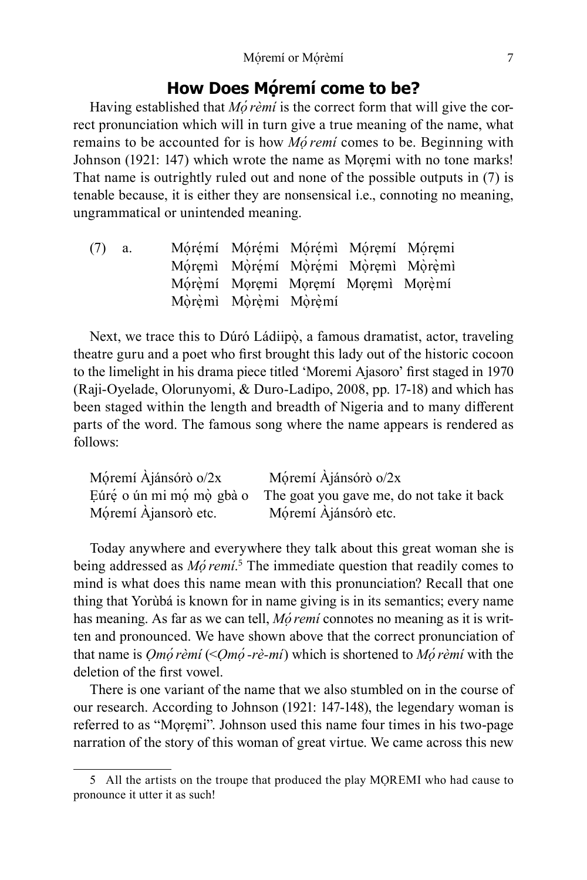## How Does Mọ́remí come to be?

Having established that *Mọ́rèmí* is the correct form that will give the correct pronunciation which will in turn give a true meaning of the name, what remains to be accounted for is how *Mọ́remí* comes to be. Beginning with Johnson (1921: 147) which wrote the name as Mọrẹmi with no tone marks! That name is outrightly ruled out and none of the possible outputs in (7) is tenable because, it is either they are nonsensical i.e., connoting no meaning, ungrammatical or unintended meaning.

(7) a. Mọ́rẹ́mí Mọ́rẹ́mi Mọ́rẹ́mì Mọ́rẹmí Mọ́rẹmi
Mọ́rẹmì Mọ̀rẹ́mí Mọ̀rẹ́mi Mọ̀rẹmì Mọ̀rẹ̀mì
Mọ́rẹ̀mí Mọrẹmi Mọrẹmí Mọrẹmì Mọrẹ̀mí
Mọ̀rẹ̀mì Mọ̀rẹ̀mi Mọ̀rẹ̀mí

Next, we trace this to Dúró Ládiipọ̀, a famous dramatist, actor, traveling theatre guru and a poet who first brought this lady out of the historic cocoon to the limelight in his drama piece titled 'Moremi Ajasoro' first staged in 1970 (Raji-Oyelade, Olorunyomi, & Duro-Ladipo, 2008, pp. 17-18) and which has been staged within the length and breadth of Nigeria and to many different parts of the word. The famous song where the name appears is rendered as follows:

| | |
|---|---|
| Mọ́remí Àjánsórò o/2x | Mọ́remí Àjánsórò o/2x |
| Ẹúrẹ́ o ún mi mọ́ mọ̀ gbà o | The goat you gave me, do not take it back |
| Mọ́remí Àjansorò etc. | Mọ́remí Àjánsórò etc. |

Today anywhere and everywhere they talk about this great woman she is being addressed as *Mọ́remí*.[5] The immediate question that readily comes to mind is what does this name mean with this pronunciation? Recall that one thing that Yorùbá is known for in name giving is in its semantics; every name has meaning. As far as we can tell, *Mọ́remí* connotes no meaning as it is written and pronounced. We have shown above that the correct pronunciation of that name is *Ọmọ́rèmí* (<*Ọmọ́-rè-mí*) which is shortened to *Mọ́rèmí* with the deletion of the first vowel.

There is one variant of the name that we also stumbled on in the course of our research. According to Johnson (1921: 147-148), the legendary woman is referred to as "Mọrẹmi". Johnson used this name four times in his two-page narration of the story of this woman of great virtue. We came across this new

5 All the artists on the troupe that produced the play MỌREMI who had cause to pronounce it utter it as such!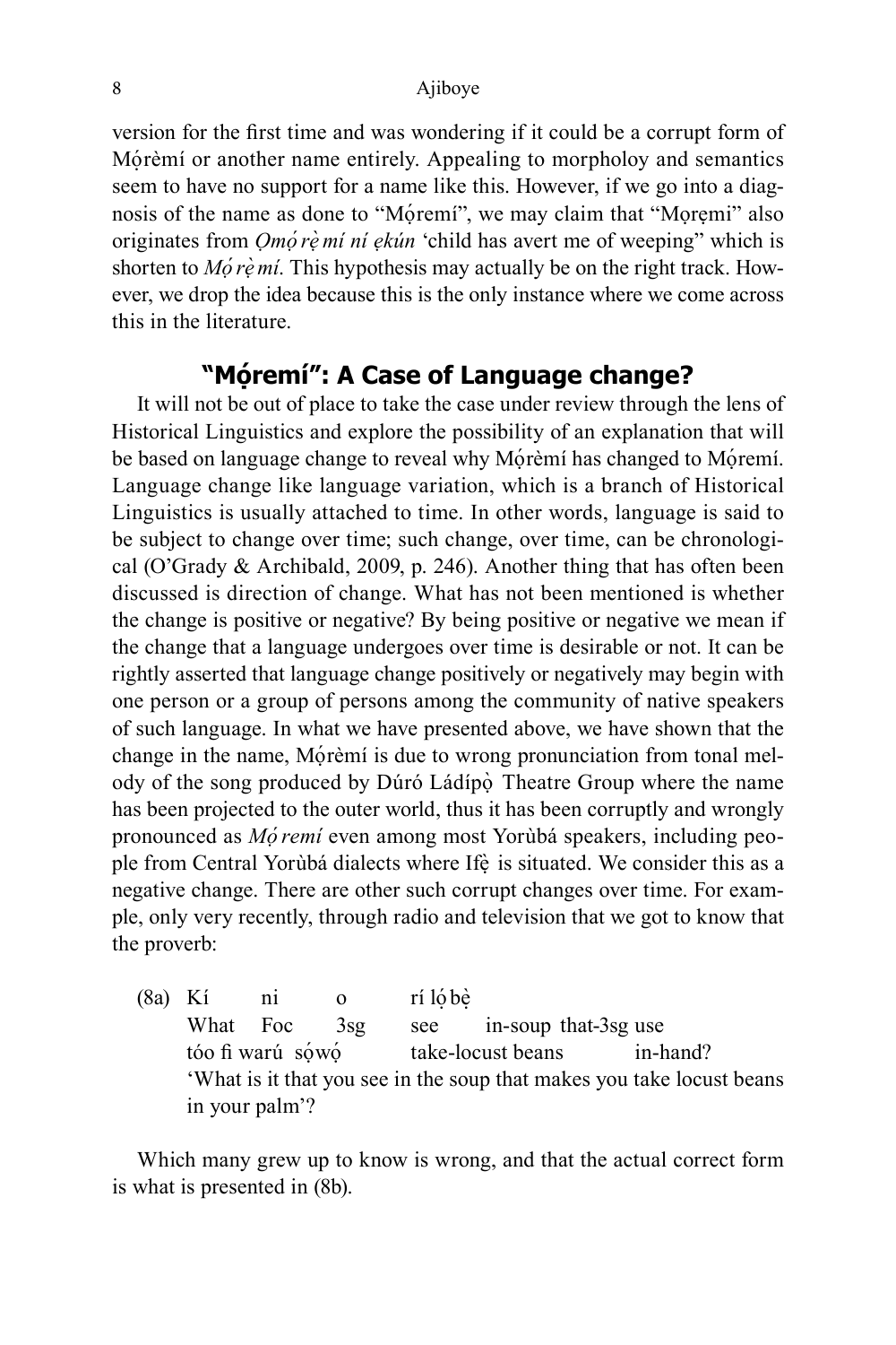version for the first time and was wondering if it could be a corrupt form of Mọ́rèmí or another name entirely. Appealing to morpholoy and semantics seem to have no support for a name like this. However, if we go into a diagnosis of the name as done to "Mọ́remí", we may claim that "Mọrẹmi" also originates from *Ọmọ́ rẹ̀ mí ní ẹkún* 'child has avert me of weeping" which is shorten to *Mọ́ rẹ̀ mí*. This hypothesis may actually be on the right track. However, we drop the idea because this is the only instance where we come across this in the literature.

## "Mọ́remí": A Case of Language change?

It will not be out of place to take the case under review through the lens of Historical Linguistics and explore the possibility of an explanation that will be based on language change to reveal why Mọ́rèmí has changed to Mọ́remí. Language change like language variation, which is a branch of Historical Linguistics is usually attached to time. In other words, language is said to be subject to change over time; such change, over time, can be chronological (O'Grady & Archibald, 2009, p. 246). Another thing that has often been discussed is direction of change. What has not been mentioned is whether the change is positive or negative? By being positive or negative we mean if the change that a language undergoes over time is desirable or not. It can be rightly asserted that language change positively or negatively may begin with one person or a group of persons among the community of native speakers of such language. In what we have presented above, we have shown that the change in the name, Mọ́rèmí is due to wrong pronunciation from tonal melody of the song produced by Dúró Ládípọ̀ Theatre Group where the name has been projected to the outer world, thus it has been corruptly and wrongly pronounced as *Mọ́ remí* even among most Yorùbá speakers, including people from Central Yorùbá dialects where Ifẹ̀ is situated. We consider this as a negative change. There are other such corrupt changes over time. For example, only very recently, through radio and television that we got to know that the proverb:

(8a) Kí ni o rí lọ́ bẹ̀
What Foc 3sg see in-soup that-3sg use
tóo fi warú sọ́wọ́ take-locust beans in-hand?
'What is it that you see in the soup that makes you take locust beans in your palm'?

Which many grew up to know is wrong, and that the actual correct form is what is presented in (8b).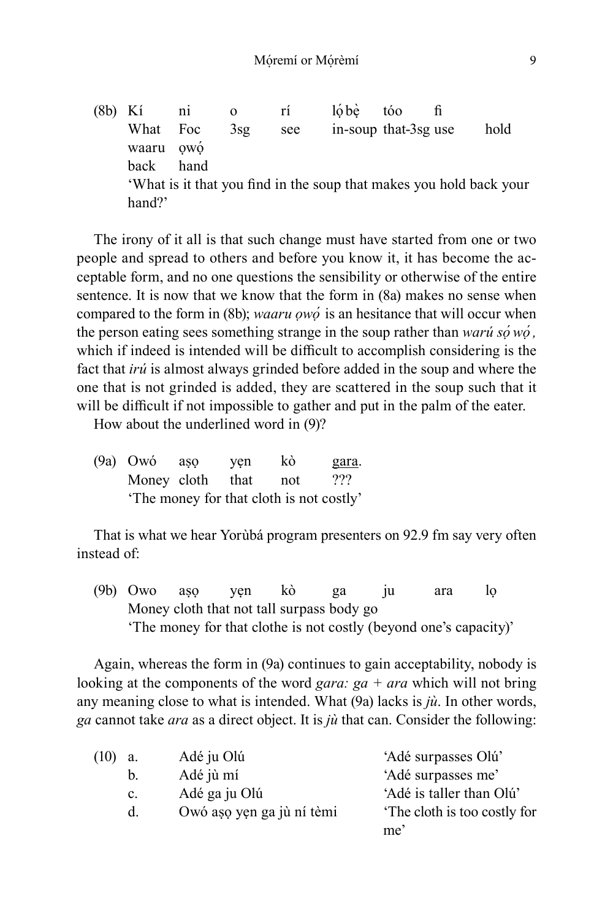(8b) Kí ni o rí lọ́bẹ̀ tóo fi
What Foc 3sg see in-soup that-3sg use hold
waaru ọwọ́
back hand
'What is it that you find in the soup that makes you hold back your hand?'

The irony of it all is that such change must have started from one or two people and spread to others and before you know it, it has become the acceptable form, and no one questions the sensibility or otherwise of the entire sentence. It is now that we know that the form in (8a) makes no sense when compared to the form in (8b); *waaru ọwọ́* is an hesitance that will occur when the person eating sees something strange in the soup rather than *warú sọ́ wọ́*, which if indeed is intended will be difficult to accomplish considering is the fact that *irú* is almost always grinded before added in the soup and where the one that is not grinded is added, they are scattered in the soup such that it will be difficult if not impossible to gather and put in the palm of the eater.

How about the underlined word in (9)?

(9a) Owó aṣọ yẹn kò <u>gara</u>.
Money cloth that not ???
'The money for that cloth is not costly'

That is what we hear Yorùbá program presenters on 92.9 fm say very often instead of:

(9b) Owo aṣọ yẹn kò ga ju ara lọ
Money cloth that not tall surpass body go
'The money for that clothe is not costly (beyond one's capacity)'

Again, whereas the form in (9a) continues to gain acceptability, nobody is looking at the components of the word *gara: ga + ara* which will not bring any meaning close to what is intended. What (9a) lacks is *jù*. In other words, *ga* cannot take *ara* as a direct object. It is *jù* that can. Consider the following:

(10) a. Adé ju Olú 'Adé surpasses Olú'
b. Adé jù mí 'Adé surpasses me'
c. Adé ga ju Olú 'Adé is taller than Olú'
d. Owó aṣọ yẹn ga jù ní tèmi 'The cloth is too costly for me'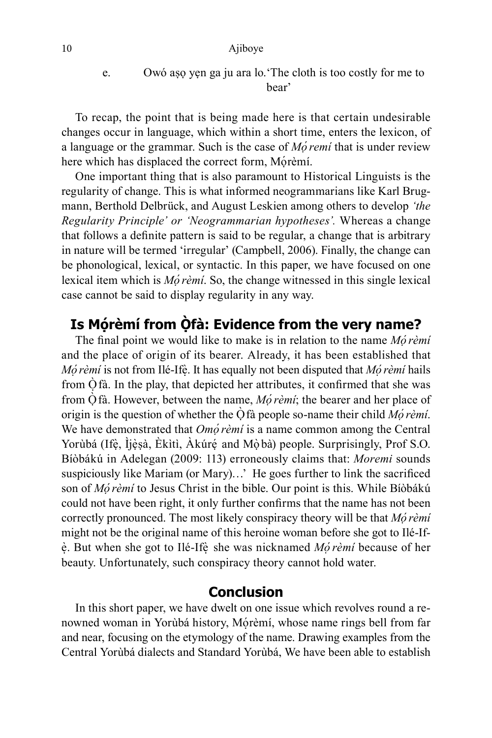e. Owó aṣọ yẹn ga ju ara lo.'The cloth is too costly for me to bear'

To recap, the point that is being made here is that certain undesirable changes occur in language, which within a short time, enters the lexicon, of a language or the grammar. Such is the case of *Mọ́ remí* that is under review here which has displaced the correct form, Mọ́rèmí.

One important thing that is also paramount to Historical Linguists is the regularity of change. This is what informed neogrammarians like Karl Brugmann, Berthold Delbrück, and August Leskien among others to develop *'the Regularity Principle' or 'Neogrammarian hypotheses'.* Whereas a change that follows a definite pattern is said to be regular, a change that is arbitrary in nature will be termed 'irregular' (Campbell, 2006). Finally, the change can be phonological, lexical, or syntactic. In this paper, we have focused on one lexical item which is *Mọ́ rèmí*. So, the change witnessed in this single lexical case cannot be said to display regularity in any way.

## Is Mọ́rèmí from Ọ̀fà: Evidence from the very name?

The final point we would like to make is in relation to the name *Mọ́ rèmí* and the place of origin of its bearer. Already, it has been established that *Mọ́ rèmí* is not from Ilé-Ifẹ̀. It has equally not been disputed that *Mọ́ rèmí* hails from Ọ̀ fà. In the play, that depicted her attributes, it confirmed that she was from Ọ̀ fà. However, between the name, *Mọ́ rèmí*; the bearer and her place of origin is the question of whether the Ọ̀ fà people so-name their child *Mọ́ rèmí*. We have demonstrated that *Omọ́ rèmí* is a name common among the Central Yorùbá (Ifẹ̀, Ìjẹ̀ṣà, Èkìtì, Àkúrẹ́ and Mọ̀ bà) people. Surprisingly, Prof S.O. Bíòbákú in Adelegan (2009: 113) erroneously claims that: *Moremi* sounds suspiciously like Mariam (or Mary)…' He goes further to link the sacrificed son of *Mọ́ rèmí* to Jesus Christ in the bible. Our point is this. While Bíòbákú could not have been right, it only further confirms that the name has not been correctly pronounced. The most likely conspiracy theory will be that *Mọ́ rèmí* might not be the original name of this heroine woman before she got to Ilé-Ifẹ̀. But when she got to Ilé-Ifẹ̀ she was nicknamed *Mọ́ rèmí* because of her beauty. Unfortunately, such conspiracy theory cannot hold water.

## Conclusion

In this short paper, we have dwelt on one issue which revolves round a renowned woman in Yorùbá history, Mọ́rèmí, whose name rings bell from far and near, focusing on the etymology of the name. Drawing examples from the Central Yorùbá dialects and Standard Yorùbá, We have been able to establish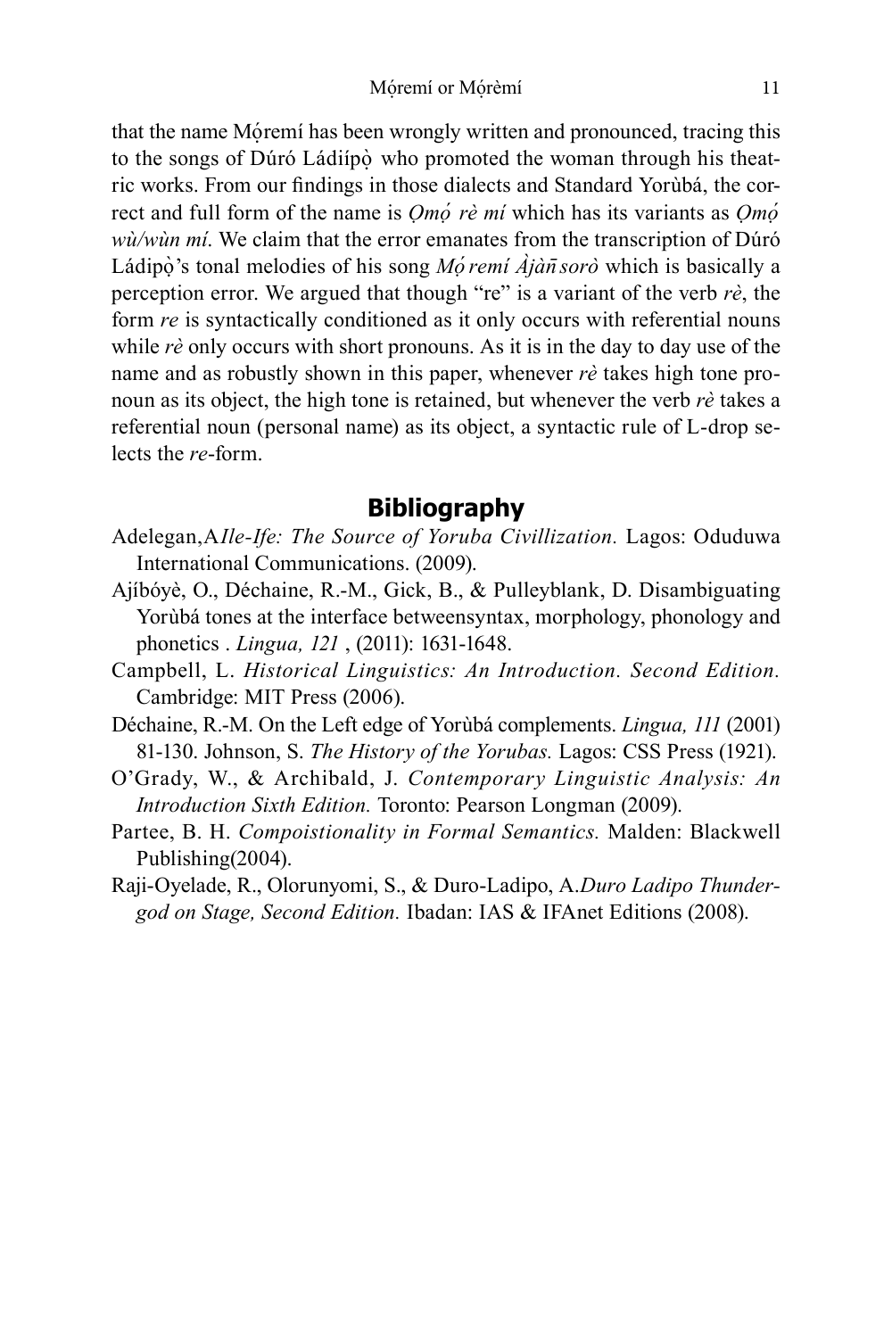that the name Mọremí has been wrongly written and pronounced, tracing this to the songs of Dúró Ládiípọ̀ who promoted the woman through his theatric works. From our findings in those dialects and Standard Yorùbá, the correct and full form of the name is *Ọmọ́ rè mí* which has its variants as *Ọmọ́ wù/wùn mí*. We claim that the error emanates from the transcription of Dúró Ládipọ̀'s tonal melodies of his song *Mọ́ remí Àjàn̄ sorò* which is basically a perception error. We argued that though "re" is a variant of the verb *rè*, the form *re* is syntactically conditioned as it only occurs with referential nouns while *rè* only occurs with short pronouns. As it is in the day to day use of the name and as robustly shown in this paper, whenever *rè* takes high tone pronoun as its object, the high tone is retained, but whenever the verb *rè* takes a referential noun (personal name) as its object, a syntactic rule of L-drop selects the *re*-form.

## Bibliography

Adelegan,A*Ile-Ife: The Source of Yoruba Civillization.* Lagos: Oduduwa International Communications. (2009).

Ajíbóyè, O., Déchaine, R.-M., Gick, B., & Pulleyblank, D. Disambiguating Yorùbá tones at the interface betweensyntax, morphology, phonology and phonetics . *Lingua, 121* , (2011): 1631-1648.

Campbell, L. *Historical Linguistics: An Introduction. Second Edition.* Cambridge: MIT Press (2006).

Déchaine, R.-M. On the Left edge of Yorùbá complements. *Lingua, 111* (2001) 81-130. Johnson, S. *The History of the Yorubas.* Lagos: CSS Press (1921).

O'Grady, W., & Archibald, J. *Contemporary Linguistic Analysis: An Introduction Sixth Edition.* Toronto: Pearson Longman (2009).

Partee, B. H. *Compoistionality in Formal Semantics.* Malden: Blackwell Publishing(2004).

Raji-Oyelade, R., Olorunyomi, S., & Duro-Ladipo, A.*Duro Ladipo Thunder-god on Stage, Second Edition.* Ibadan: IAS & IFAnet Editions (2008).